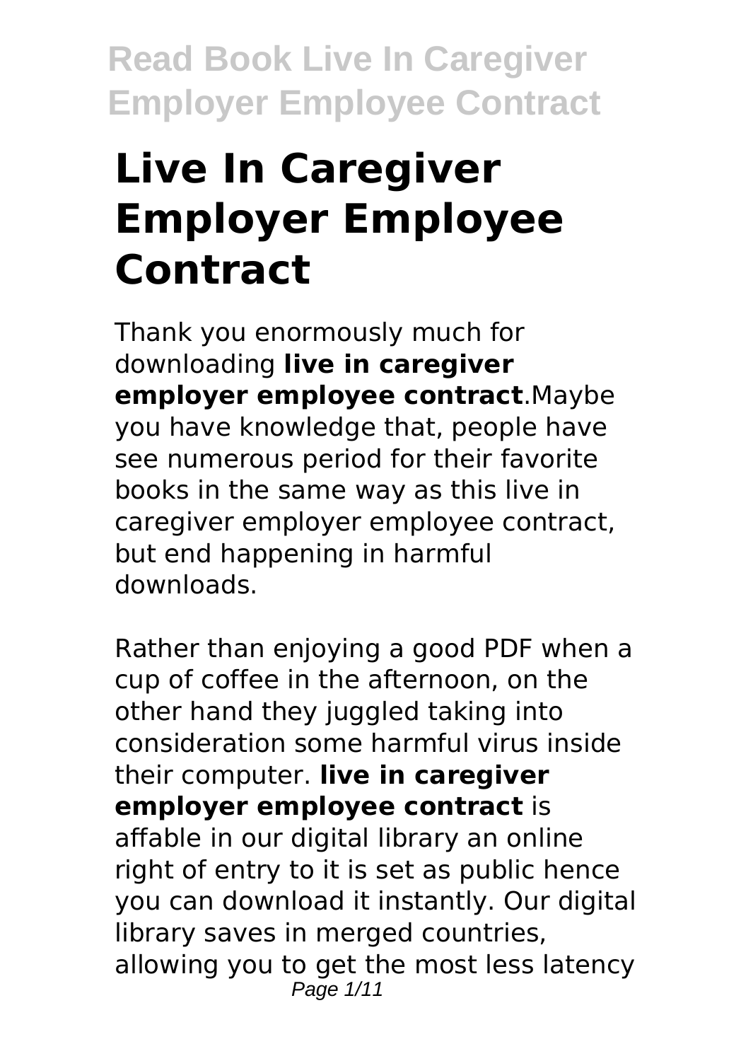# Live In Caregiver Employer Employee Contract

Thank you enormously much for downloading **live in caregiver employer employee contract**.Maybe you have knowledge that, people have see numerous period for their favorite books in the same way as this live in caregiver employer employee contract, but end happening in harmful downloads.

Rather than enjoying a good PDF when a cup of coffee in the afternoon, on the other hand they juggled taking into consideration some harmful virus inside their computer. **live in caregiver employer employee contract** is affable in our digital library an online right of entry to it is set as public hence you can download it instantly. Our digital library saves in merged countries, allowing you to get the most less latency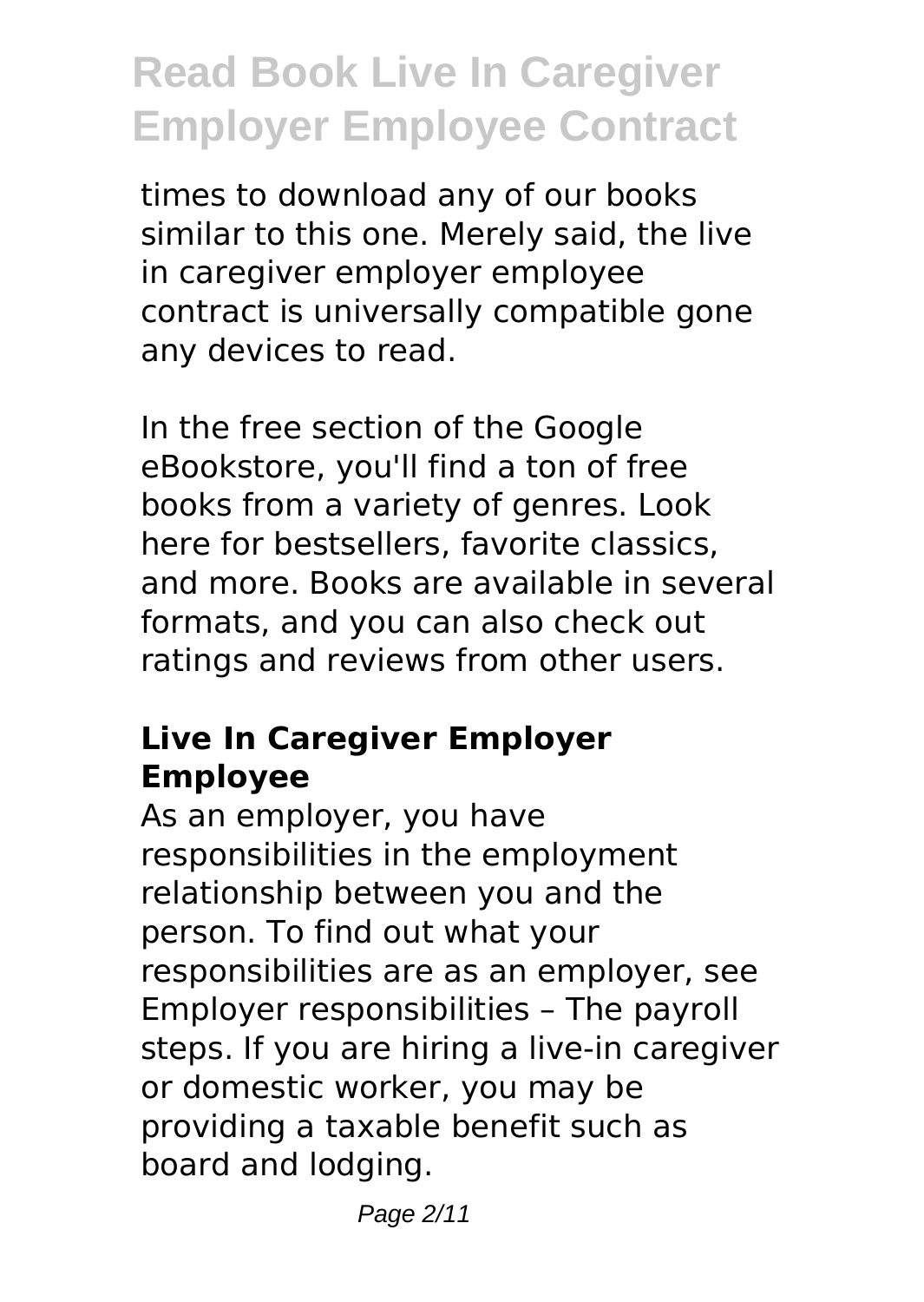times to download any of our books similar to this one. Merely said, the live in caregiver employer employee contract is universally compatible gone any devices to read.

In the free section of the Google eBookstore, you'll find a ton of free books from a variety of genres. Look here for bestsellers, favorite classics, and more. Books are available in several formats, and you can also check out ratings and reviews from other users.

### Live In Caregiver Employer Employee

As an employer, you have responsibilities in the employment relationship between you and the person. To find out what your responsibilities are as an employer, see Employer responsibilities – The payroll steps. If you are hiring a live-in caregiver or domestic worker, you may be providing a taxable benefit such as board and lodging.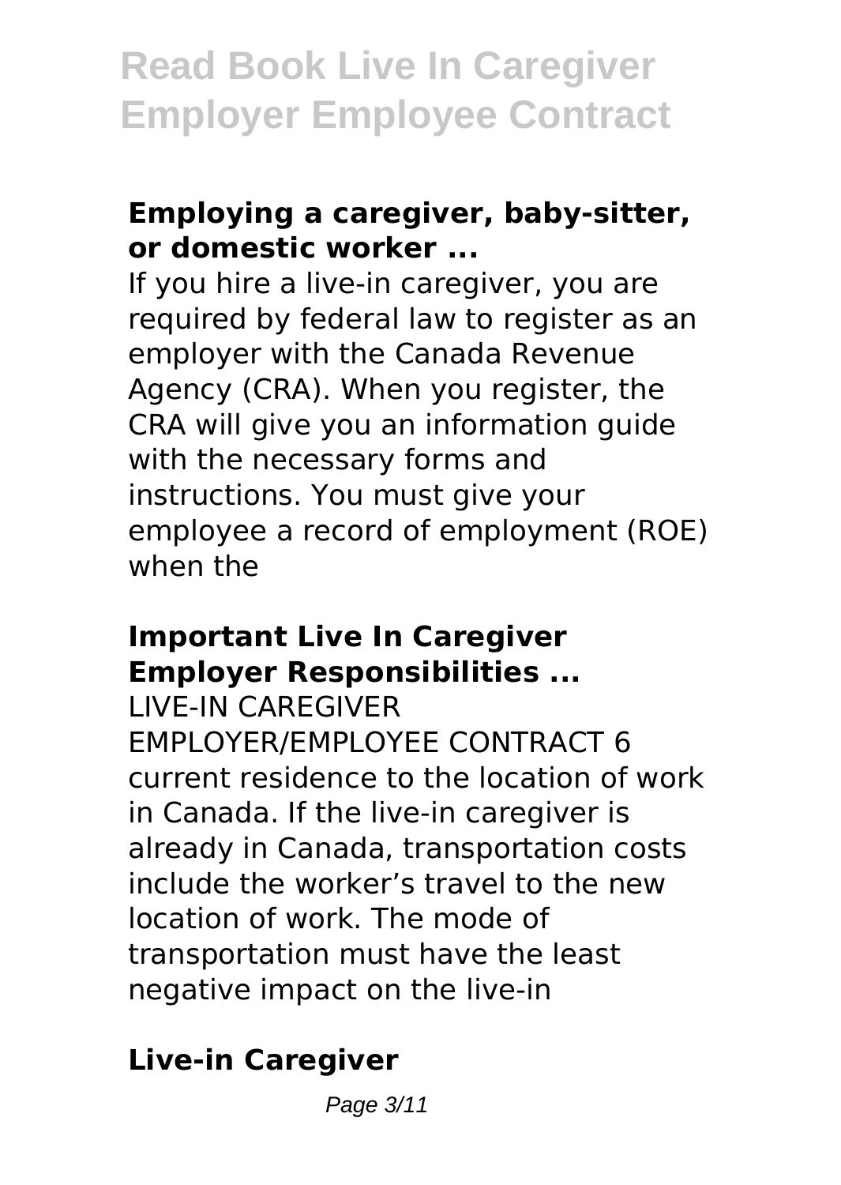### Employing a caregiver, baby-sitter, or domestic worker ...

If you hire a live-in caregiver, you are required by federal law to register as an employer with the Canada Revenue Agency (CRA). When you register, the CRA will give you an information guide with the necessary forms and instructions. You must give your employee a record of employment (ROE) when the

### Important Live In Caregiver Employer Responsibilities ...

LIVE-IN CAREGIVER EMPLOYER/EMPLOYEE CONTRACT 6 current residence to the location of work in Canada. If the live-in caregiver is already in Canada, transportation costs include the worker's travel to the new location of work. The mode of transportation must have the least negative impact on the live-in

### Live-in Caregiver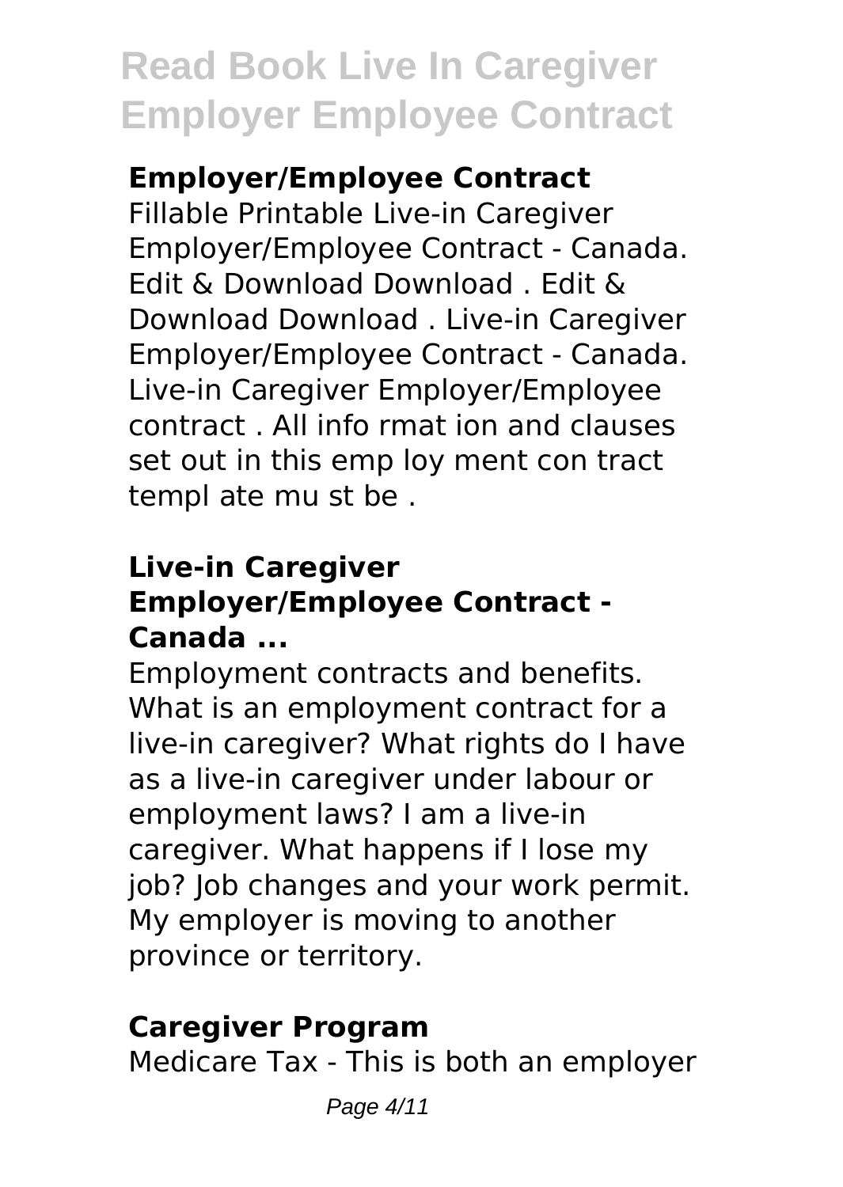## Employer/Employee Contract

Fillable Printable Live-in Caregiver Employer/Employee Contract - Canada. Edit & Download Download . Edit & Download Download . Live-in Caregiver Employer/Employee Contract - Canada. Live-in Caregiver Employer/Employee contract . All info rmat ion and clauses set out in this emp loy ment con tract templ ate mu st be .

## Live-in Caregiver Employer/Employee Contract - Canada ...

Employment contracts and benefits. What is an employment contract for a live-in caregiver? What rights do I have as a live-in caregiver under labour or employment laws? I am a live-in caregiver. What happens if I lose my job? Job changes and your work permit. My employer is moving to another province or territory.

## Caregiver Program

Medicare Tax - This is both an employer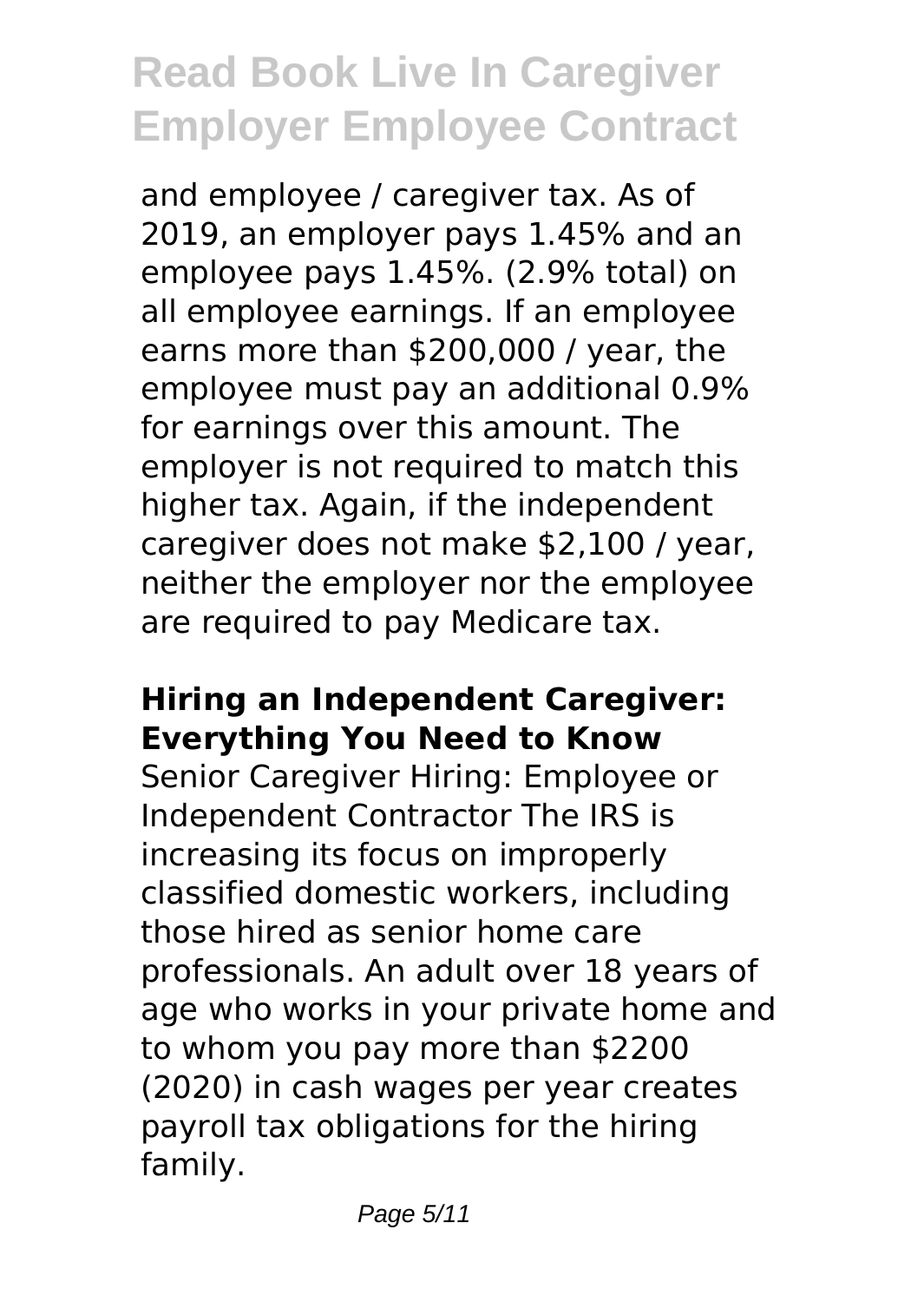and employee / caregiver tax. As of 2019, an employer pays 1.45% and an employee pays 1.45%. (2.9% total) on all employee earnings. If an employee earns more than $200,000 / year, the employee must pay an additional 0.9% for earnings over this amount. The employer is not required to match this higher tax. Again, if the independent caregiver does not make $2,100 / year, neither the employer nor the employee are required to pay Medicare tax.

**Hiring an Independent Caregiver: Everything You Need to Know**

Senior Caregiver Hiring: Employee or Independent Contractor The IRS is increasing its focus on improperly classified domestic workers, including those hired as senior home care professionals. An adult over 18 years of age who works in your private home and to whom you pay more than $2200 (2020) in cash wages per year creates payroll tax obligations for the hiring family.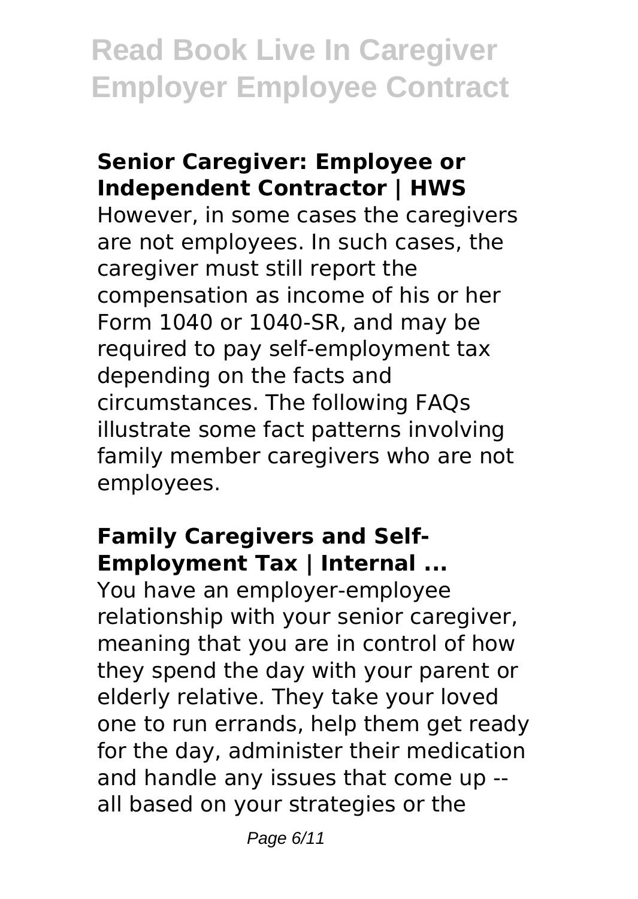## Senior Caregiver: Employee or Independent Contractor | HWS

However, in some cases the caregivers are not employees. In such cases, the caregiver must still report the compensation as income of his or her Form 1040 or 1040-SR, and may be required to pay self-employment tax depending on the facts and circumstances. The following FAQs illustrate some fact patterns involving family member caregivers who are not employees.

## Family Caregivers and Self-Employment Tax | Internal ...

You have an employer-employee relationship with your senior caregiver, meaning that you are in control of how they spend the day with your parent or elderly relative. They take your loved one to run errands, help them get ready for the day, administer their medication and handle any issues that come up -- all based on your strategies or the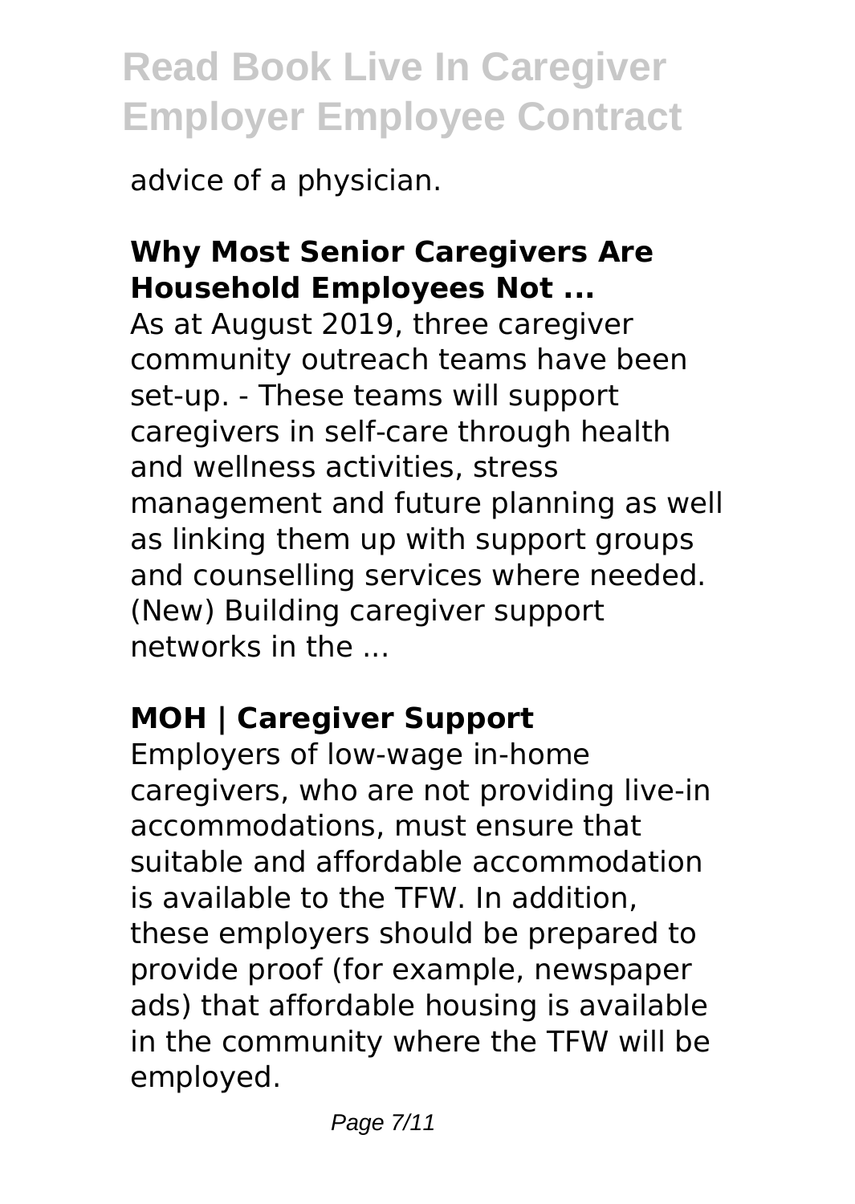advice of a physician.

## Why Most Senior Caregivers Are Household Employees Not ...

As at August 2019, three caregiver community outreach teams have been set-up. - These teams will support caregivers in self-care through health and wellness activities, stress management and future planning as well as linking them up with support groups and counselling services where needed. (New) Building caregiver support networks in the ...

## MOH | Caregiver Support

Employers of low-wage in-home caregivers, who are not providing live-in accommodations, must ensure that suitable and affordable accommodation is available to the TFW. In addition, these employers should be prepared to provide proof (for example, newspaper ads) that affordable housing is available in the community where the TFW will be employed.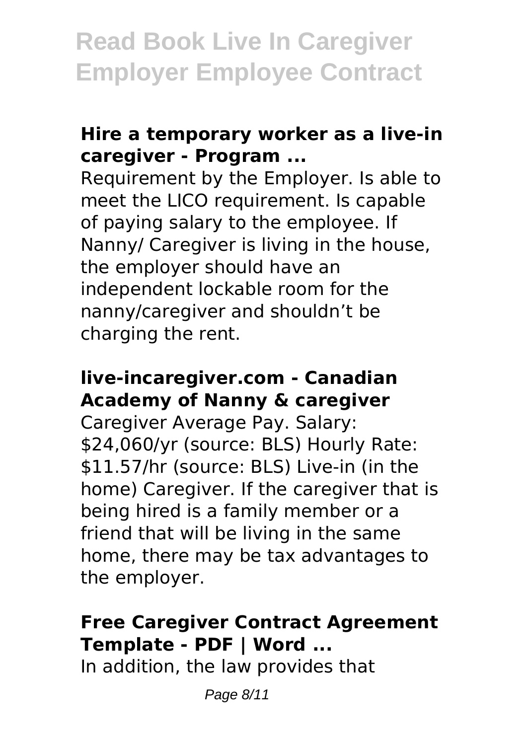### Hire a temporary worker as a live-in caregiver - Program ...

Requirement by the Employer. Is able to meet the LICO requirement. Is capable of paying salary to the employee. If Nanny/ Caregiver is living in the house, the employer should have an independent lockable room for the nanny/caregiver and shouldn't be charging the rent.

### live-incaregiver.com - Canadian Academy of Nanny & caregiver

Caregiver Average Pay. Salary: $24,060/yr (source: BLS) Hourly Rate: $11.57/hr (source: BLS) Live-in (in the home) Caregiver. If the caregiver that is being hired is a family member or a friend that will be living in the same home, there may be tax advantages to the employer.

### Free Caregiver Contract Agreement Template - PDF | Word ...

In addition, the law provides that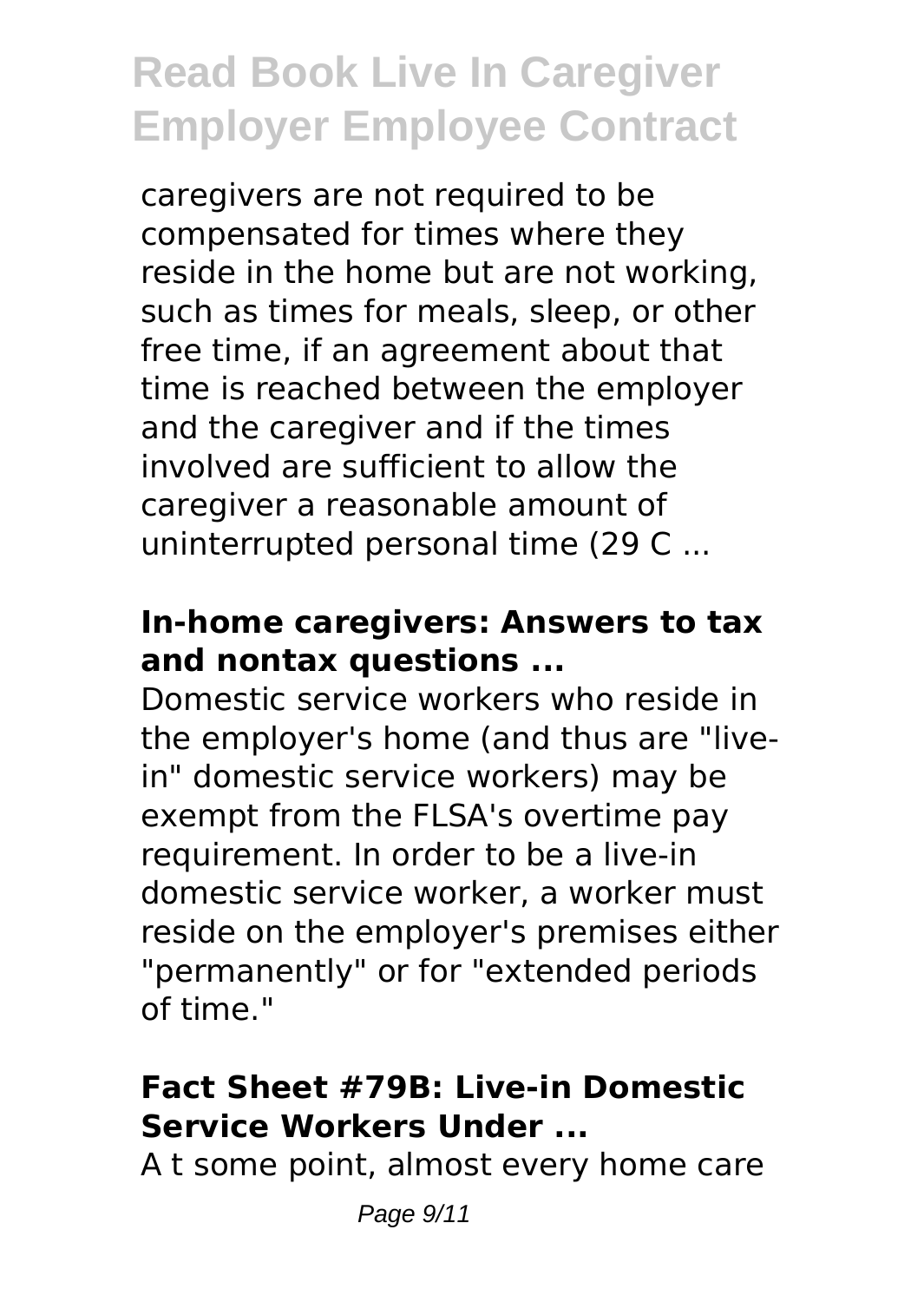caregivers are not required to be compensated for times where they reside in the home but are not working, such as times for meals, sleep, or other free time, if an agreement about that time is reached between the employer and the caregiver and if the times involved are sufficient to allow the caregiver a reasonable amount of uninterrupted personal time (29 C ...

### In-home caregivers: Answers to tax and nontax questions ...

Domestic service workers who reside in the employer's home (and thus are "live-in" domestic service workers) may be exempt from the FLSA's overtime pay requirement. In order to be a live-in domestic service worker, a worker must reside on the employer's premises either "permanently" or for "extended periods of time."

### Fact Sheet #79B: Live-in Domestic Service Workers Under ...

A t some point, almost every home care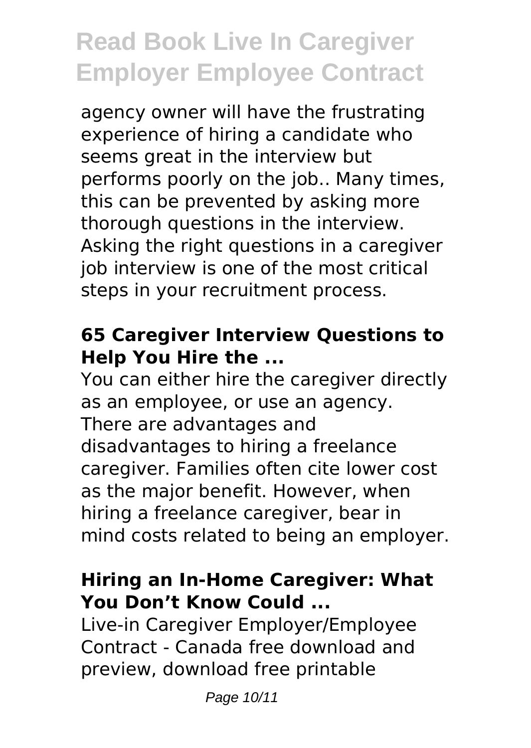agency owner will have the frustrating experience of hiring a candidate who seems great in the interview but performs poorly on the job.. Many times, this can be prevented by asking more thorough questions in the interview. Asking the right questions in a caregiver job interview is one of the most critical steps in your recruitment process.

### 65 Caregiver Interview Questions to Help You Hire the ...

You can either hire the caregiver directly as an employee, or use an agency. There are advantages and disadvantages to hiring a freelance caregiver. Families often cite lower cost as the major benefit. However, when hiring a freelance caregiver, bear in mind costs related to being an employer.

### Hiring an In-Home Caregiver: What You Don't Know Could ...

Live-in Caregiver Employer/Employee Contract - Canada free download and preview, download free printable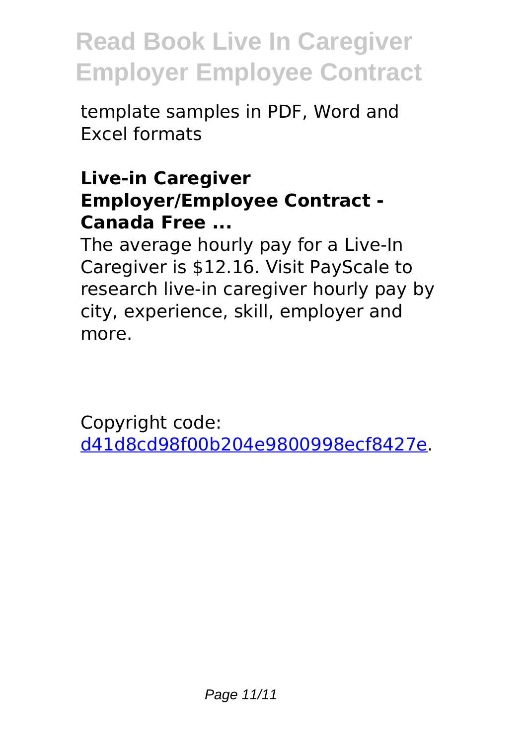template samples in PDF, Word and Excel formats

**Live-in Caregiver Employer/Employee Contract - Canada Free ...**

The average hourly pay for a Live-In Caregiver is $12.16. Visit PayScale to research live-in caregiver hourly pay by city, experience, skill, employer and more.

Copyright code: [d41d8cd98f00b204e9800998ecf8427e](d41d8cd98f00b204e9800998ecf8427e).